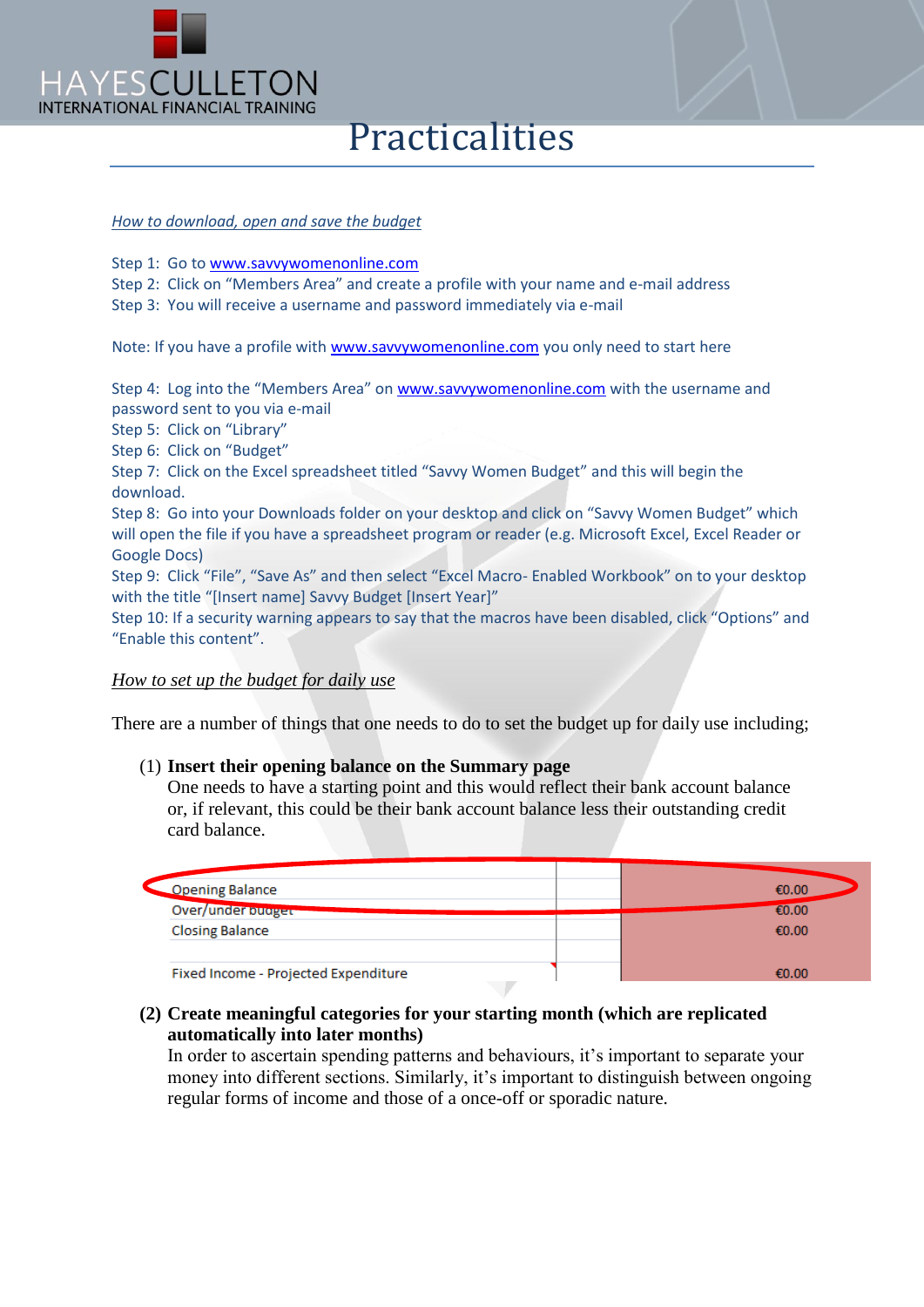// Practicalities

# Practicalities

*How to download, open and save the budget*

Step 1: Go to www.savvywomenonline.com
Step 2: Click on "Members Area" and create a profile with your name and e-mail address
Step 3: You will receive a username and password immediately via e-mail

Note: If you have a profile with www.savvywomenonline.com you only need to start here

Step 4: Log into the "Members Area" on www.savvywomenonline.com with the username and password sent to you via e-mail
Step 5: Click on "Library"
Step 6: Click on "Budget"
Step 7: Click on the Excel spreadsheet titled "Savvy Women Budget" and this will begin the download.
Step 8: Go into your Downloads folder on your desktop and click on "Savvy Women Budget" which will open the file if you have a spreadsheet program or reader (e.g. Microsoft Excel, Excel Reader or Google Docs)
Step 9: Click "File", "Save As" and then select "Excel Macro- Enabled Workbook" on to your desktop with the title "[Insert name] Savvy Budget [Insert Year]"
Step 10: If a security warning appears to say that the macros have been disabled, click "Options" and "Enable this content".

*How to set up the budget for daily use*

There are a number of things that one needs to do to set the budget up for daily use including;

(1) **Insert their opening balance on the Summary page**
One needs to have a starting point and this would reflect their bank account balance or, if relevant, this could be their bank account balance less their outstanding credit card balance.

| | | |
|---|---|---|
| Opening Balance | | €0.00 |
| Over/under budget | | €0.00 |
| Closing Balance | | €0.00 |
| | | |
| Fixed Income - Projected Expenditure | | €0.00 |

(2) **Create meaningful categories for your starting month (which are replicated automatically into later months)**
In order to ascertain spending patterns and behaviours, it's important to separate your money into different sections. Similarly, it's important to distinguish between ongoing regular forms of income and those of a once-off or sporadic nature.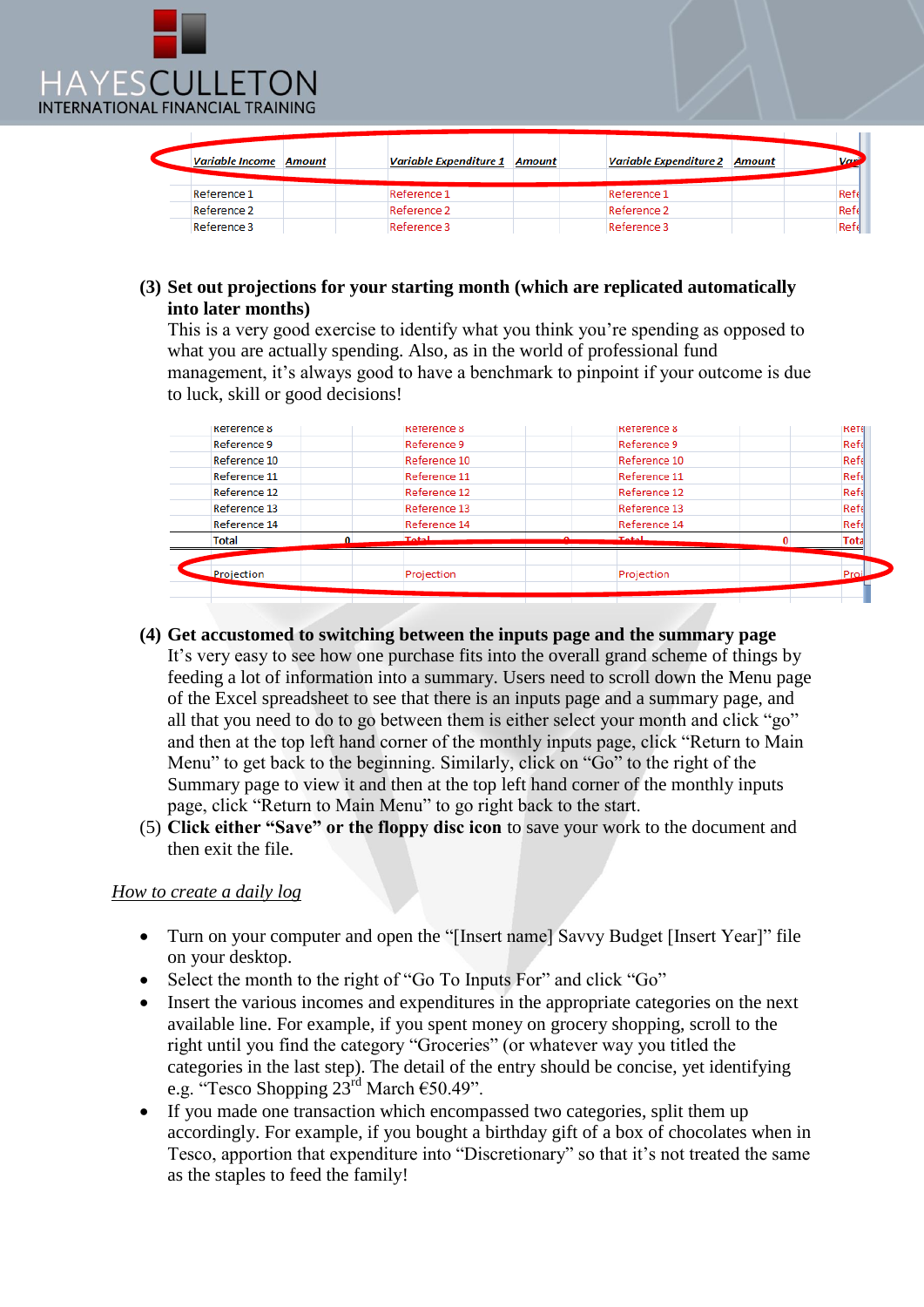| Variable Income | Amount | | Variable Expenditure 1 | Amount | | Variable Expenditure 2 | Amount | | Var |
|---|---|---|---|---|---|---|---|---|---|
| Reference 1 | | | Reference 1 | | | Reference 1 | | | Refe |
| Reference 2 | | | Reference 2 | | | Reference 2 | | | Refe |
| Reference 3 | | | Reference 3 | | | Reference 3 | | | Refe |

**(3) Set out projections for your starting month (which are replicated automatically into later months)**
This is a very good exercise to identify what you think you're spending as opposed to what you are actually spending. Also, as in the world of professional fund management, it's always good to have a benchmark to pinpoint if your outcome is due to luck, skill or good decisions!

| | | | | | | |
|---|---|---|---|---|---|---|
| Reference 8 | | Reference 8 | | Reference 8 | | Refe |
| Reference 9 | | Reference 9 | | Reference 9 | | Refe |
| Reference 10 | | Reference 10 | | Reference 10 | | Refe |
| Reference 11 | | Reference 11 | | Reference 11 | | Refe |
| Reference 12 | | Reference 12 | | Reference 12 | | Refe |
| Reference 13 | | Reference 13 | | Reference 13 | | Refe |
| Reference 14 | | Reference 14 | | Reference 14 | | Refe |
| Total | 0 | Total | 0 | Total | 0 | Tota |
| | | | | | | |
| Projection | | Projection | | Projection | | Proj |

**(4) Get accustomed to switching between the inputs page and the summary page**
It's very easy to see how one purchase fits into the overall grand scheme of things by feeding a lot of information into a summary. Users need to scroll down the Menu page of the Excel spreadsheet to see that there is an inputs page and a summary page, and all that you need to do to go between them is either select your month and click "go" and then at the top left hand corner of the monthly inputs page, click "Return to Main Menu" to get back to the beginning. Similarly, click on "Go" to the right of the Summary page to view it and then at the top left hand corner of the monthly inputs page, click "Return to Main Menu" to go right back to the start.

(5) **Click either "Save" or the floppy disc icon** to save your work to the document and then exit the file.

*How to create a daily log*

- Turn on your computer and open the "[Insert name] Savvy Budget [Insert Year]" file on your desktop.
- Select the month to the right of "Go To Inputs For" and click "Go"
- Insert the various incomes and expenditures in the appropriate categories on the next available line. For example, if you spent money on grocery shopping, scroll to the right until you find the category "Groceries" (or whatever way you titled the categories in the last step). The detail of the entry should be concise, yet identifying e.g. "Tesco Shopping 23rd March €50.49".
- If you made one transaction which encompassed two categories, split them up accordingly. For example, if you bought a birthday gift of a box of chocolates when in Tesco, apportion that expenditure into "Discretionary" so that it's not treated the same as the staples to feed the family!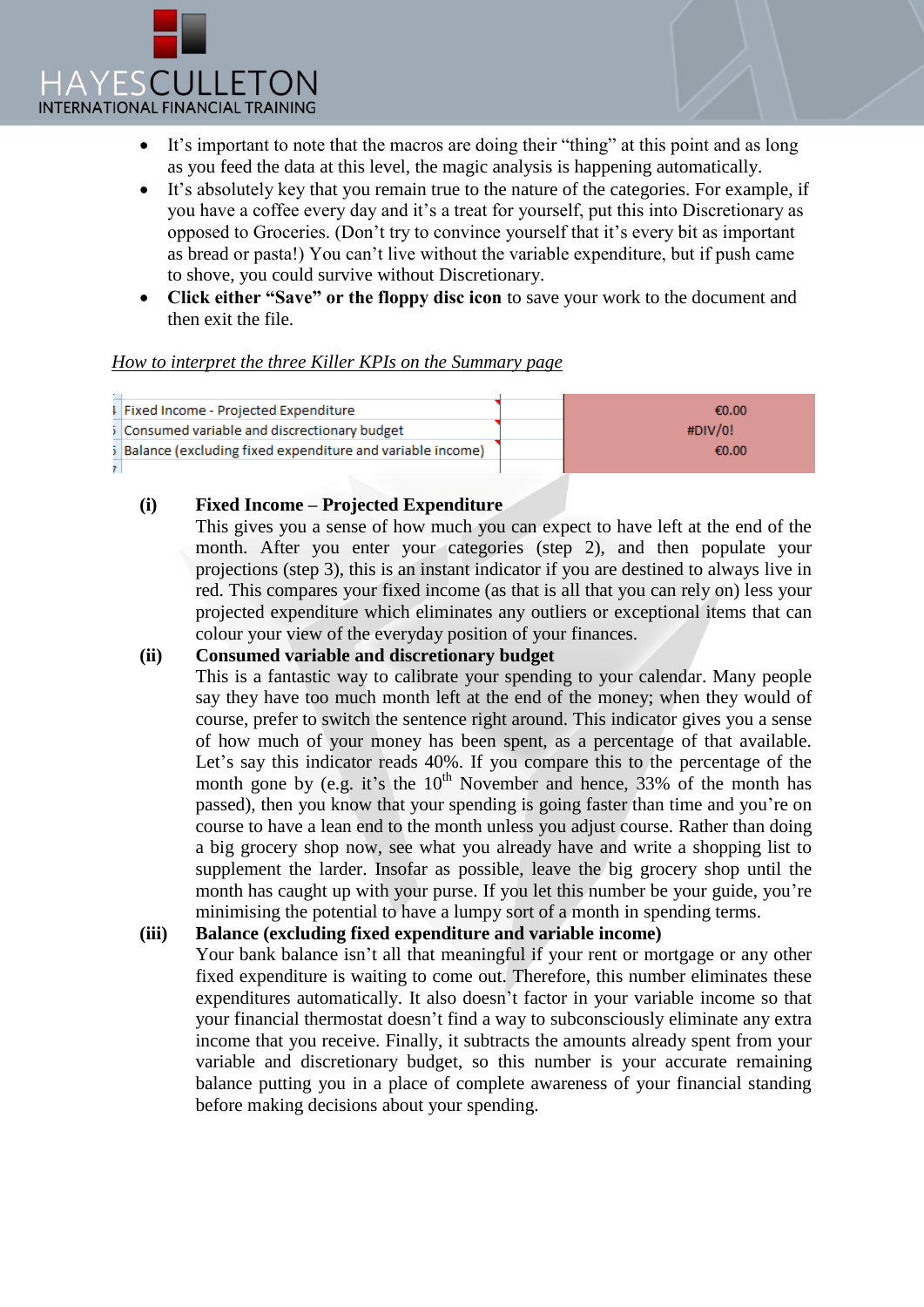- It's important to note that the macros are doing their "thing" at this point and as long as you feed the data at this level, the magic analysis is happening automatically.
- It's absolutely key that you remain true to the nature of the categories. For example, if you have a coffee every day and it's a treat for yourself, put this into Discretionary as opposed to Groceries. (Don't try to convince yourself that it's every bit as important as bread or pasta!) You can't live without the variable expenditure, but if push came to shove, you could survive without Discretionary.
- **Click either "Save" or the floppy disc icon** to save your work to the document and then exit the file.

*How to interpret the three Killer KPIs on the Summary page*

| | | |
|---|---|---|
| Fixed Income - Projected Expenditure | | €0.00 |
| Consumed variable and discretionary budget | | #DIV/0! |
| Balance (excluding fixed expenditure and variable income) | | €0.00 |

**(i) Fixed Income – Projected Expenditure**

This gives you a sense of how much you can expect to have left at the end of the month. After you enter your categories (step 2), and then populate your projections (step 3), this is an instant indicator if you are destined to always live in red. This compares your fixed income (as that is all that you can rely on) less your projected expenditure which eliminates any outliers or exceptional items that can colour your view of the everyday position of your finances.

**(ii) Consumed variable and discretionary budget**

This is a fantastic way to calibrate your spending to your calendar. Many people say they have too much month left at the end of the money; when they would of course, prefer to switch the sentence right around. This indicator gives you a sense of how much of your money has been spent, as a percentage of that available. Let's say this indicator reads 40%. If you compare this to the percentage of the month gone by (e.g. it's the 10th November and hence, 33% of the month has passed), then you know that your spending is going faster than time and you're on course to have a lean end to the month unless you adjust course. Rather than doing a big grocery shop now, see what you already have and write a shopping list to supplement the larder. Insofar as possible, leave the big grocery shop until the month has caught up with your purse. If you let this number be your guide, you're minimising the potential to have a lumpy sort of a month in spending terms.

**(iii) Balance (excluding fixed expenditure and variable income)**

Your bank balance isn't all that meaningful if your rent or mortgage or any other fixed expenditure is waiting to come out. Therefore, this number eliminates these expenditures automatically. It also doesn't factor in your variable income so that your financial thermostat doesn't find a way to subconsciously eliminate any extra income that you receive. Finally, it subtracts the amounts already spent from your variable and discretionary budget, so this number is your accurate remaining balance putting you in a place of complete awareness of your financial standing before making decisions about your spending.